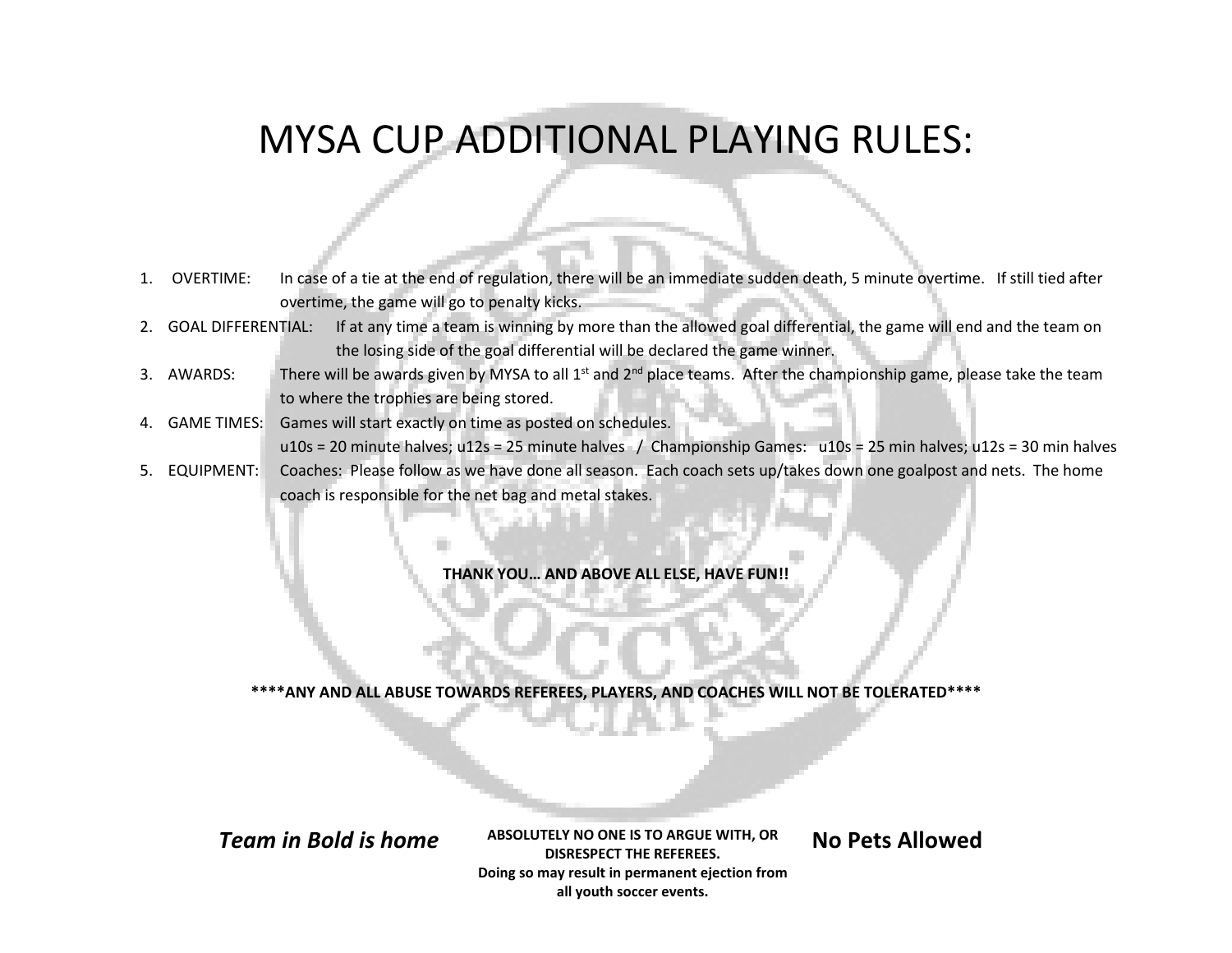# MYSA CUP ADDITIONAL PLAYING RULES:

1. OVERTIME: In case of a tie at the end of regulation, there will be an immediate sudden death, 5 minute overtime. If still tied after overtime, the game will go to penalty kicks.
2. GOAL DIFFERENTIAL: If at any time a team is winning by more than the allowed goal differential, the game will end and the team on the losing side of the goal differential will be declared the game winner.
3. AWARDS: There will be awards given by MYSA to all 1st and 2nd place teams. After the championship game, please take the team to where the trophies are being stored.
4. GAME TIMES: Games will start exactly on time as posted on schedules.
   u10s = 20 minute halves; u12s = 25 minute halves / Championship Games: u10s = 25 min halves; u12s = 30 min halves
5. EQUIPMENT: Coaches: Please follow as we have done all season. Each coach sets up/takes down one goalpost and nets. The home coach is responsible for the net bag and metal stakes.

**THANK YOU… AND ABOVE ALL ELSE, HAVE FUN!!**

**\*\*\*\*ANY AND ALL ABUSE TOWARDS REFEREES, PLAYERS, AND COACHES WILL NOT BE TOLERATED\*\*\*\***

***Team in Bold is home***

**ABSOLUTELY NO ONE IS TO ARGUE WITH, OR DISRESPECT THE REFEREES. Doing so may result in permanent ejection from all youth soccer events.**

**No Pets Allowed**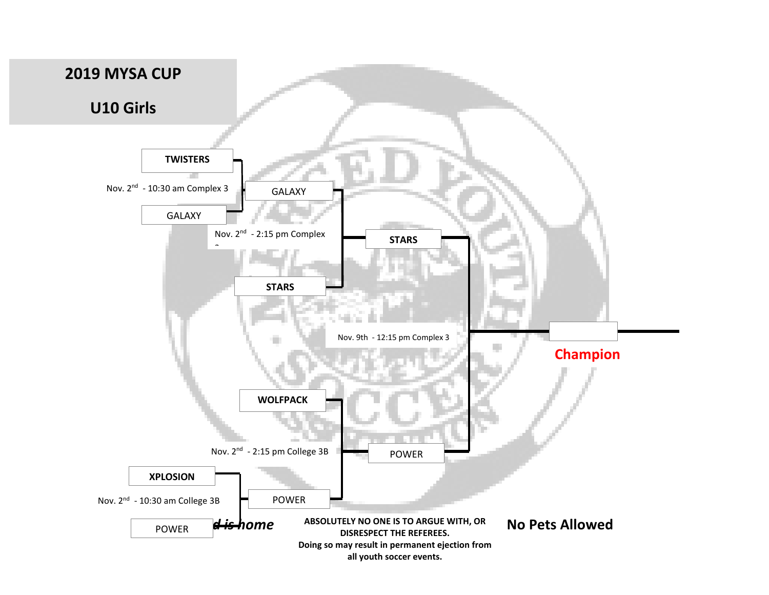# 2019 MYSA CUP

## U10 Girls

**TWISTERS**

Nov. 2nd - 10:30 am Complex 3

GALAXY

GALAXY

Nov. 2nd - 2:15 pm Complex 3

**STARS**

**STARS**

Nov. 9th - 12:15 pm Complex 3

**Champion**

**WOLFPACK**

Nov. 2nd - 2:15 pm College 3B

POWER

**XPLOSION**

Nov. 2nd - 10:30 am College 3B

POWER

POWER

***d is home***

**ABSOLUTELY NO ONE IS TO ARGUE WITH, OR DISRESPECT THE REFEREES. Doing so may result in permanent ejection from all youth soccer events.**

**No Pets Allowed**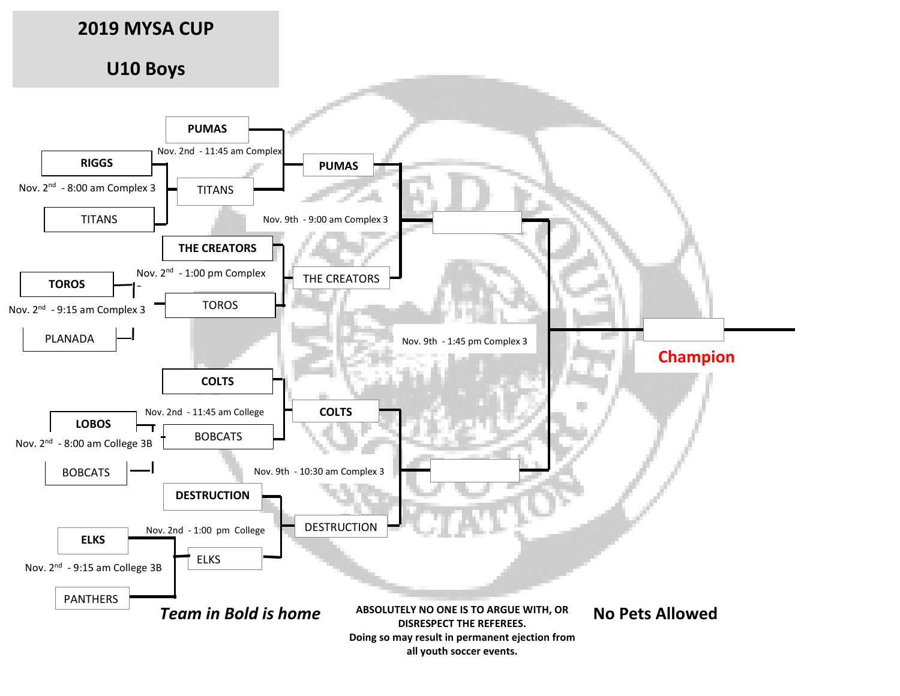# 2019 MYSA CUP

## U10 Boys

**PUMAS**

Nov. 2nd - 11:45 am Complex

**RIGGS**

Nov. 2nd - 8:00 am Complex 3

TITANS

TITANS

**PUMAS**

Nov. 9th - 9:00 am Complex 3

**THE CREATORS**

Nov. 2nd - 1:00 pm Complex

**TOROS**

Nov. 2nd - 9:15 am Complex 3

TOROS

PLANADA

THE CREATORS

Nov. 9th - 1:45 pm Complex 3

**Champion**

**COLTS**

Nov. 2nd - 11:45 am College

**LOBOS**

Nov. 2nd - 8:00 am College 3B

BOBCATS

BOBCATS

**COLTS**

Nov. 9th - 10:30 am Complex 3

**DESTRUCTION**

Nov. 2nd - 1:00 pm College

**ELKS**

Nov. 2nd - 9:15 am College 3B

ELKS

PANTHERS

DESTRUCTION

***Team in Bold is home***

**ABSOLUTELY NO ONE IS TO ARGUE WITH, OR DISRESPECT THE REFEREES. Doing so may result in permanent ejection from all youth soccer events.**

**No Pets Allowed**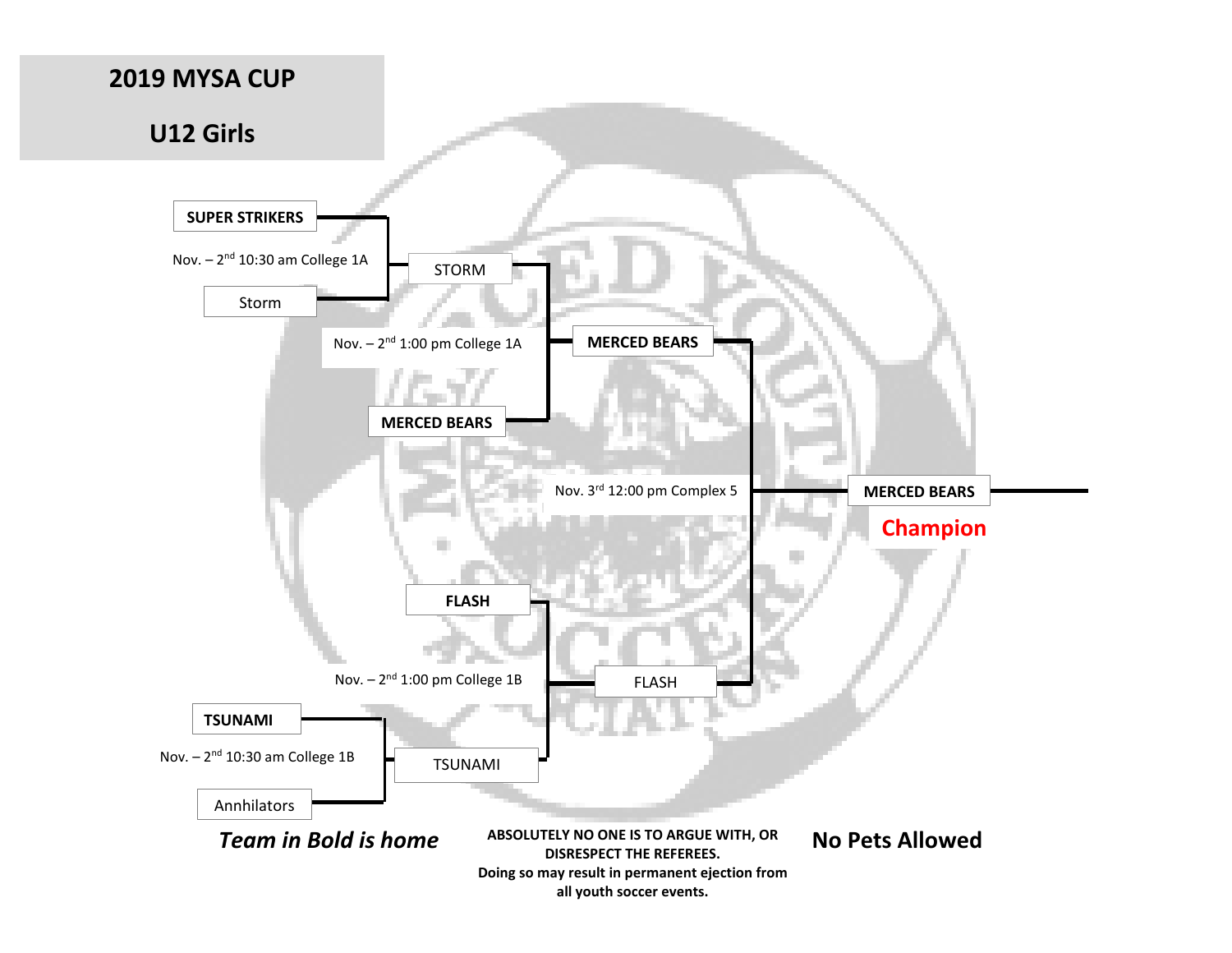# 2019 MYSA CUP

## U12 Girls

**SUPER STRIKERS**

Nov. – 2nd 10:30 am College 1A

Storm

STORM

Nov. – 2nd 1:00 pm College 1A

**MERCED BEARS**

**MERCED BEARS**

Nov. 3rd 12:00 pm Complex 5

**MERCED BEARS**

**Champion**

**FLASH**

Nov. – 2nd 1:00 pm College 1B

FLASH

**TSUNAMI**

Nov. – 2nd 10:30 am College 1B

TSUNAMI

Annhilators

***Team in Bold is home***

**ABSOLUTELY NO ONE IS TO ARGUE WITH, OR DISRESPECT THE REFEREES.**
**Doing so may result in permanent ejection from all youth soccer events.**

**No Pets Allowed**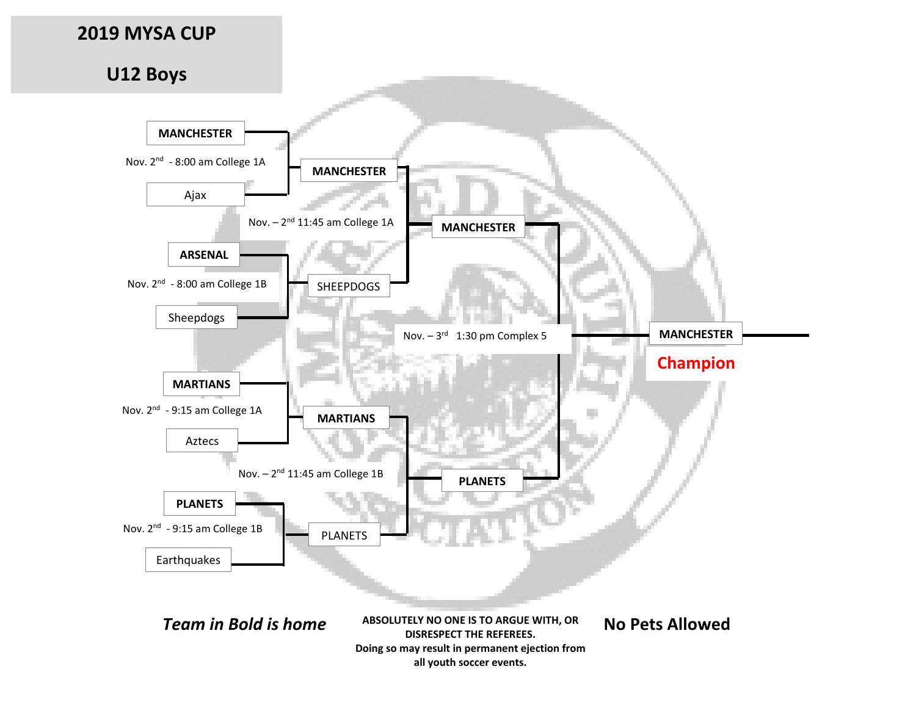# 2019 MYSA CUP

## U12 Boys

**MANCHESTER**

Nov. 2nd - 8:00 am College 1A

Ajax

**MANCHESTER**

Nov. – 2nd 11:45 am College 1A

**MANCHESTER**

**ARSENAL**

Nov. 2nd - 8:00 am College 1B

Sheepdogs

SHEEPDOGS

Nov. – 3rd 1:30 pm Complex 5

**MANCHESTER**

**Champion**

**MARTIANS**

Nov. 2nd - 9:15 am College 1A

Aztecs

**MARTIANS**

Nov. – 2nd 11:45 am College 1B

**PLANETS**

**PLANETS**

Nov. 2nd - 9:15 am College 1B

Earthquakes

PLANETS

***Team in Bold is home***

**ABSOLUTELY NO ONE IS TO ARGUE WITH, OR DISRESPECT THE REFEREES. Doing so may result in permanent ejection from all youth soccer events.**

**No Pets Allowed**